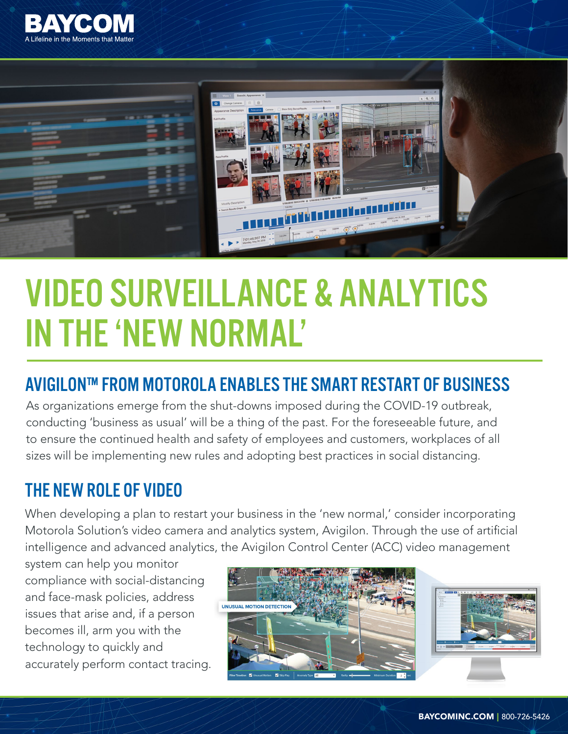BAYCOM

A Lifeline in the Moments that Matter

# VIDEO SURVEILLANCE & ANALYTICS IN THE 'NEW NORMAL'

## AVIGILON™ FROM MOTOROLA ENABLES THE SMART RESTART OF BUSINESS

As organizations emerge from the shut-downs imposed during the COVID-19 outbreak, conducting 'business as usual' will be a thing of the past. For the foreseeable future, and to ensure the continued health and safety of employees and customers, workplaces of all sizes will be implementing new rules and adopting best practices in social distancing.

## THE NEW ROLE OF VIDEO

When developing a plan to restart your business in the 'new normal,' consider incorporating Motorola Solution's video camera and analytics system, Avigilon. Through the use of artificial intelligence and advanced analytics, the Avigilon Control Center (ACC) video management system can help you monitor compliance with social-distancing and face-mask policies, address issues that arise and, if a person becomes ill, arm you with the technology to quickly and accurately perform contact tracing.

UNUSUAL MOTION DETECTION

BAYCOMINC.COM | 800-726-5426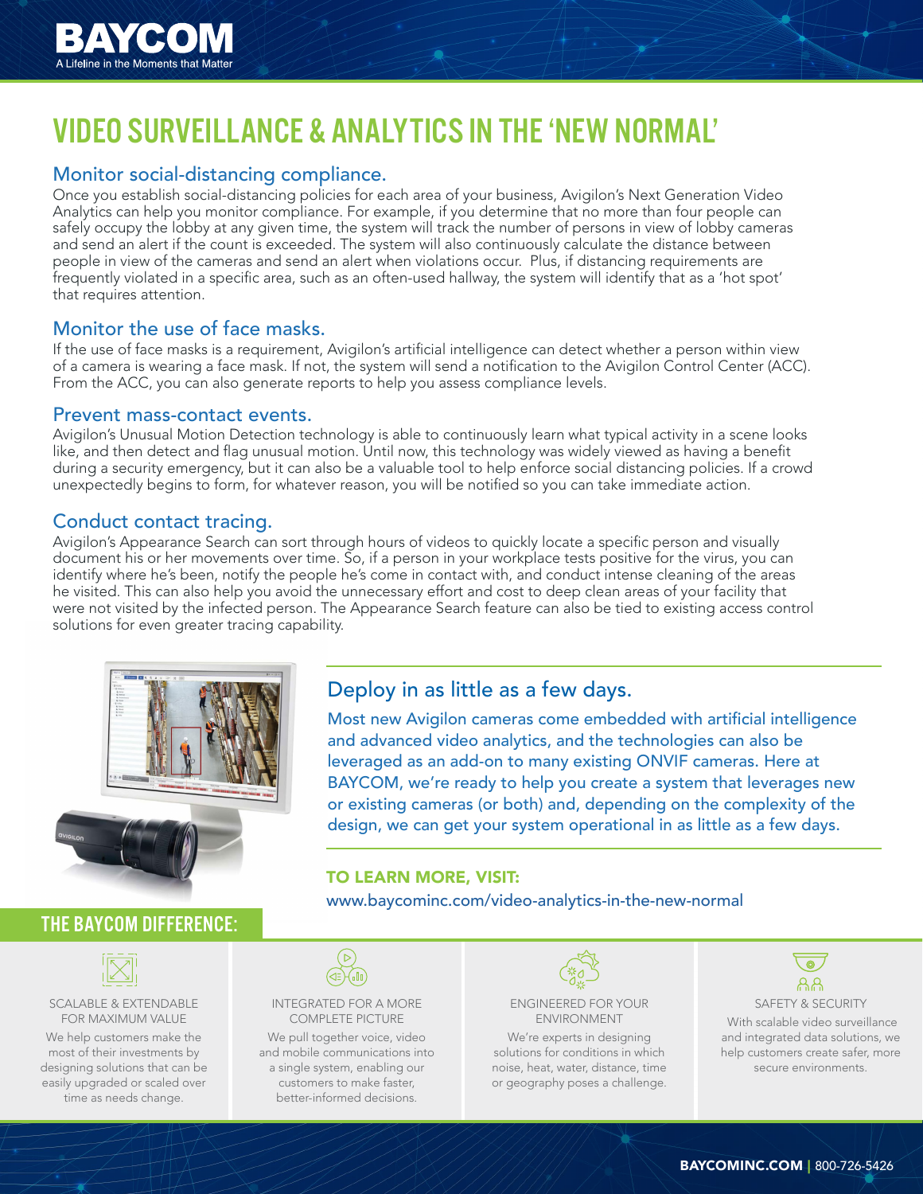# VIDEO SURVEILLANCE & ANALYTICS IN THE 'NEW NORMAL'

## Monitor social-distancing compliance.

Once you establish social-distancing policies for each area of your business, Avigilon's Next Generation Video Analytics can help you monitor compliance. For example, if you determine that no more than four people can safely occupy the lobby at any given time, the system will track the number of persons in view of lobby cameras and send an alert if the count is exceeded. The system will also continuously calculate the distance between people in view of the cameras and send an alert when violations occur. Plus, if distancing requirements are frequently violated in a specific area, such as an often-used hallway, the system will identify that as a 'hot spot' that requires attention.

## Monitor the use of face masks.

If the use of face masks is a requirement, Avigilon's artificial intelligence can detect whether a person within view of a camera is wearing a face mask. If not, the system will send a notification to the Avigilon Control Center (ACC). From the ACC, you can also generate reports to help you assess compliance levels.

## Prevent mass-contact events.

Avigilon's Unusual Motion Detection technology is able to continuously learn what typical activity in a scene looks like, and then detect and flag unusual motion. Until now, this technology was widely viewed as having a benefit during a security emergency, but it can also be a valuable tool to help enforce social distancing policies. If a crowd unexpectedly begins to form, for whatever reason, you will be notified so you can take immediate action.

## Conduct contact tracing.

Avigilon's Appearance Search can sort through hours of videos to quickly locate a specific person and visually document his or her movements over time. So, if a person in your workplace tests positive for the virus, you can identify where he's been, notify the people he's come in contact with, and conduct intense cleaning of the areas he visited. This can also help you avoid the unnecessary effort and cost to deep clean areas of your facility that were not visited by the infected person. The Appearance Search feature can also be tied to existing access control solutions for even greater tracing capability.

## Deploy in as little as a few days.

Most new Avigilon cameras come embedded with artificial intelligence and advanced video analytics, and the technologies can also be leveraged as an add-on to many existing ONVIF cameras. Here at BAYCOM, we're ready to help you create a system that leverages new or existing cameras (or both) and, depending on the complexity of the design, we can get your system operational in as little as a few days.

**TO LEARN MORE, VISIT:**

www.baycominc.com/video-analytics-in-the-new-normal

## THE BAYCOM DIFFERENCE:

**SCALABLE & EXTENDABLE FOR MAXIMUM VALUE**

We help customers make the most of their investments by designing solutions that can be easily upgraded or scaled over time as needs change.

**INTEGRATED FOR A MORE COMPLETE PICTURE**

We pull together voice, video and mobile communications into a single system, enabling our customers to make faster, better-informed decisions.

**ENGINEERED FOR YOUR ENVIRONMENT**

We're experts in designing solutions for conditions in which noise, heat, water, distance, time or geography poses a challenge.

**SAFETY & SECURITY**

With scalable video surveillance and integrated data solutions, we help customers create safer, more secure environments.

**BAYCOMINC.COM** | 800-726-5426